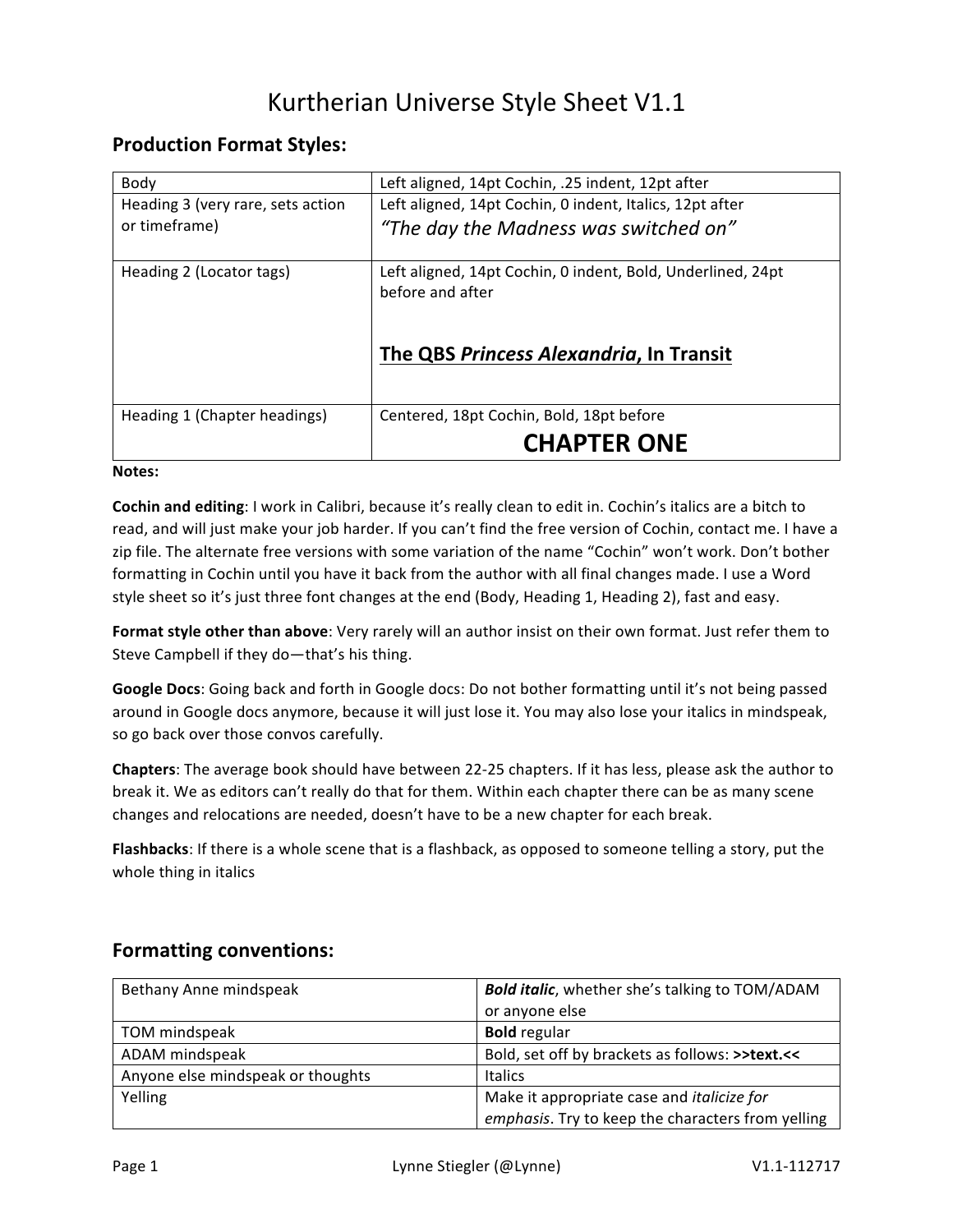# Kurtherian Universe Style Sheet V1.1

## Production Format Styles:

| Body | Left aligned, 14pt Cochin, .25 indent, 12pt after |
| --- | --- |
| Heading 3 (very rare, sets action or timeframe) | Left aligned, 14pt Cochin, 0 indent, Italics, 12pt after<br>*"The day the Madness was switched on"* |
| Heading 2 (Locator tags) | Left aligned, 14pt Cochin, 0 indent, Bold, Underlined, 24pt before and after<br>**<u>The QBS *Princess Alexandria*, In Transit</u>** |
| Heading 1 (Chapter headings) | Centered, 18pt Cochin, Bold, 18pt before<br>**CHAPTER ONE** |

**Notes:**

**Cochin and editing**: I work in Calibri, because it's really clean to edit in. Cochin's italics are a bitch to read, and will just make your job harder. If you can't find the free version of Cochin, contact me. I have a zip file. The alternate free versions with some variation of the name "Cochin" won't work. Don't bother formatting in Cochin until you have it back from the author with all final changes made. I use a Word style sheet so it's just three font changes at the end (Body, Heading 1, Heading 2), fast and easy.

**Format style other than above**: Very rarely will an author insist on their own format. Just refer them to Steve Campbell if they do—that's his thing.

**Google Docs**: Going back and forth in Google docs: Do not bother formatting until it's not being passed around in Google docs anymore, because it will just lose it. You may also lose your italics in mindspeak, so go back over those convos carefully.

**Chapters**: The average book should have between 22-25 chapters. If it has less, please ask the author to break it. We as editors can't really do that for them. Within each chapter there can be as many scene changes and relocations are needed, doesn't have to be a new chapter for each break.

**Flashbacks**: If there is a whole scene that is a flashback, as opposed to someone telling a story, put the whole thing in italics

## Formatting conventions:

| Bethany Anne mindspeak | ***Bold italic***, whether she's talking to TOM/ADAM or anyone else |
| --- | --- |
| TOM mindspeak | **Bold** regular |
| ADAM mindspeak | Bold, set off by brackets as follows: **>>text.<<** |
| Anyone else mindspeak or thoughts | Italics |
| Yelling | Make it appropriate case and *italicize for emphasis*. Try to keep the characters from yelling |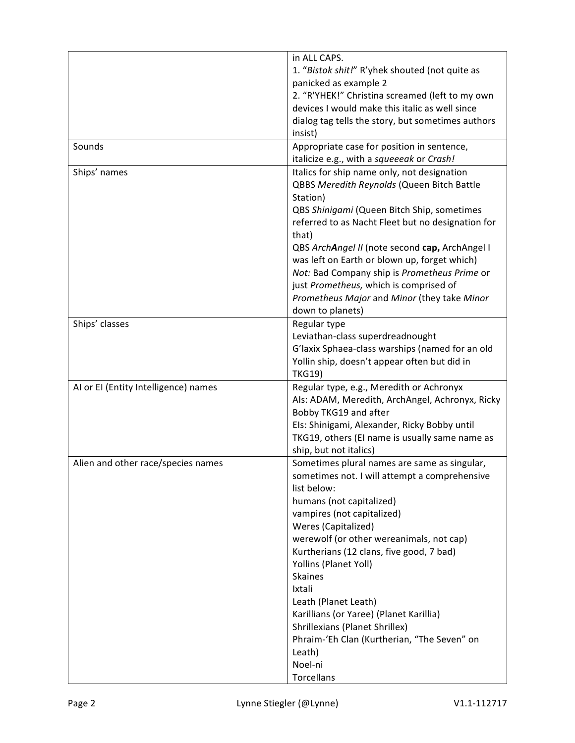| | |
|---|---|
| | in ALL CAPS.<br>1. "*Bistok shit!*" R'yhek shouted (not quite as panicked as example 2<br>2. "R'YHEK!" Christina screamed (left to my own devices I would make this italic as well since dialog tag tells the story, but sometimes authors insist) |
| Sounds | Appropriate case for position in sentence, italicize e.g., with a *squeeeak* or *Crash!* |
| Ships' names | Italics for ship name only, not designation<br>QBBS *Meredith Reynolds* (Queen Bitch Battle Station)<br>QBS *Shinigami* (Queen Bitch Ship, sometimes referred to as Nacht Fleet but no designation for that)<br>QBS *Arch**A**ngel II* (note second **cap,** ArchAngel I was left on Earth or blown up, forget which)<br>*Not:* Bad Company ship is *Prometheus Prime* or just *Prometheus,* which is comprised of *Prometheus Major* and *Minor* (they take *Minor* down to planets) |
| Ships' classes | Regular type<br>Leviathan-class superdreadnought<br>G'laxix Sphaea-class warships (named for an old Yollin ship, doesn't appear often but did in TKG19) |
| AI or EI (Entity Intelligence) names | Regular type, e.g., Meredith or Achronyx<br>AIs: ADAM, Meredith, ArchAngel, Achronyx, Ricky Bobby TKG19 and after<br>EIs: Shinigami, Alexander, Ricky Bobby until TKG19, others (EI name is usually same name as ship, but not italics) |
| Alien and other race/species names | Sometimes plural names are same as singular, sometimes not. I will attempt a comprehensive list below:<br>humans (not capitalized)<br>vampires (not capitalized)<br>Weres (Capitalized)<br>werewolf (or other wereanimals, not cap)<br>Kurtherians (12 clans, five good, 7 bad)<br>Yollins (Planet Yoll)<br>Skaines<br>Ixtali<br>Leath (Planet Leath)<br>Karillians (or Yaree) (Planet Karillia)<br>Shrillexians (Planet Shrillex)<br>Phraim-'Eh Clan (Kurtherian, "The Seven" on Leath)<br>Noel-ni<br>Torcellans |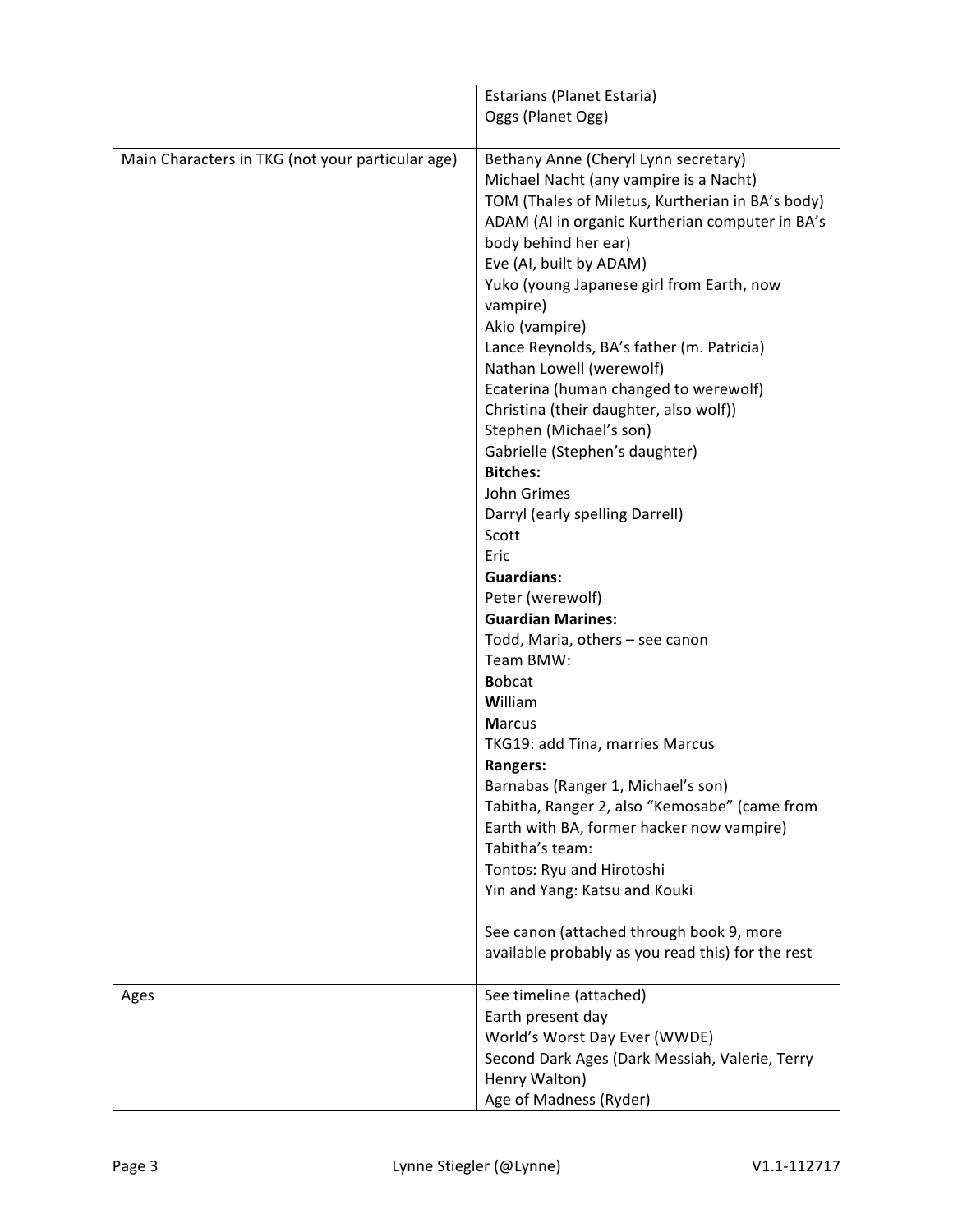| | |
|---|---|
| | Estarians (Planet Estaria)<br>Oggs (Planet Ogg) |
| Main Characters in TKG (not your particular age) | Bethany Anne (Cheryl Lynn secretary)<br>Michael Nacht (any vampire is a Nacht)<br>TOM (Thales of Miletus, Kurtherian in BA's body)<br>ADAM (AI in organic Kurtherian computer in BA's body behind her ear)<br>Eve (AI, built by ADAM)<br>Yuko (young Japanese girl from Earth, now vampire)<br>Akio (vampire)<br>Lance Reynolds, BA's father (m. Patricia)<br>Nathan Lowell (werewolf)<br>Ecaterina (human changed to werewolf)<br>Christina (their daughter, also wolf))<br>Stephen (Michael's son)<br>Gabrielle (Stephen's daughter)<br>**Bitches:**<br>John Grimes<br>Darryl (early spelling Darrell)<br>Scott<br>Eric<br>**Guardians:**<br>Peter (werewolf)<br>**Guardian Marines:**<br>Todd, Maria, others – see canon<br>Team BMW:<br>**B**obcat<br>**W**illiam<br>**M**arcus<br>TKG19: add Tina, marries Marcus<br>**Rangers:**<br>Barnabas (Ranger 1, Michael's son)<br>Tabitha, Ranger 2, also "Kemosabe" (came from Earth with BA, former hacker now vampire)<br>Tabitha's team:<br>Tontos: Ryu and Hirotoshi<br>Yin and Yang: Katsu and Kouki<br><br>See canon (attached through book 9, more available probably as you read this) for the rest |
| Ages | See timeline (attached)<br>Earth present day<br>World's Worst Day Ever (WWDE)<br>Second Dark Ages (Dark Messiah, Valerie, Terry Henry Walton)<br>Age of Madness (Ryder) |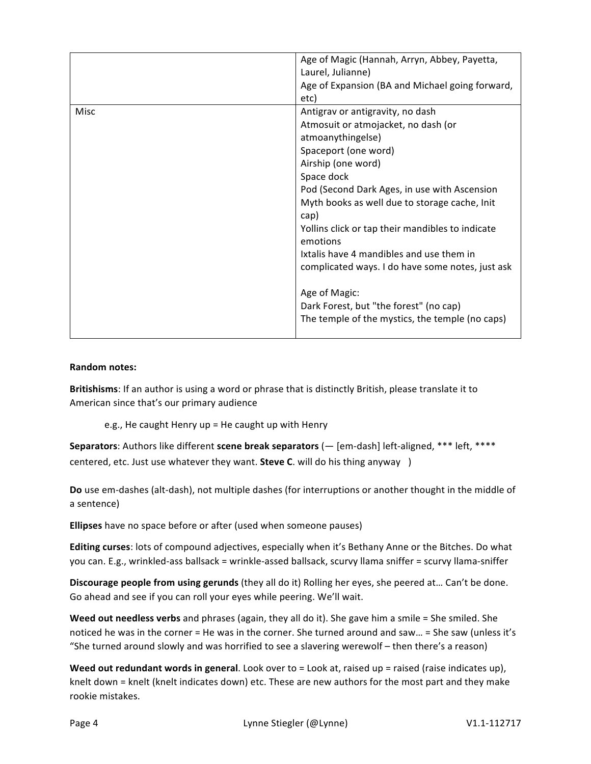| | |
|---|---|
| | Age of Magic (Hannah, Arryn, Abbey, Payetta, Laurel, Julianne)<br>Age of Expansion (BA and Michael going forward, etc) |
| Misc | Antigrav or antigravity, no dash<br>Atmosuit or atmojacket, no dash (or atmoanythingelse)<br>Spaceport (one word)<br>Airship (one word)<br>Space dock<br>Pod (Second Dark Ages, in use with Ascension Myth books as well due to storage cache, Init cap)<br>Yollins click or tap their mandibles to indicate emotions<br>Ixtalis have 4 mandibles and use them in complicated ways. I do have some notes, just ask<br><br>Age of Magic:<br>Dark Forest, but "the forest" (no cap)<br>The temple of the mystics, the temple (no caps) |

**Random notes:**

**Britishisms**: If an author is using a word or phrase that is distinctly British, please translate it to American since that's our primary audience

> e.g., He caught Henry up = He caught up with Henry

**Separators**: Authors like different **scene break separators** (— [em-dash] left-aligned, *** left, **** centered, etc. Just use whatever they want. **Steve C**. will do his thing anyway )

**Do** use em-dashes (alt-dash), not multiple dashes (for interruptions or another thought in the middle of a sentence)

**Ellipses** have no space before or after (used when someone pauses)

**Editing curses**: lots of compound adjectives, especially when it's Bethany Anne or the Bitches. Do what you can. E.g., wrinkled-ass ballsack = wrinkle-assed ballsack, scurvy llama sniffer = scurvy llama-sniffer

**Discourage people from using gerunds** (they all do it) Rolling her eyes, she peered at… Can't be done. Go ahead and see if you can roll your eyes while peering. We'll wait.

**Weed out needless verbs** and phrases (again, they all do it). She gave him a smile = She smiled. She noticed he was in the corner = He was in the corner. She turned around and saw… = She saw (unless it's "She turned around slowly and was horrified to see a slavering werewolf – then there's a reason)

**Weed out redundant words in general**. Look over to = Look at, raised up = raised (raise indicates up), knelt down = knelt (knelt indicates down) etc. These are new authors for the most part and they make rookie mistakes.